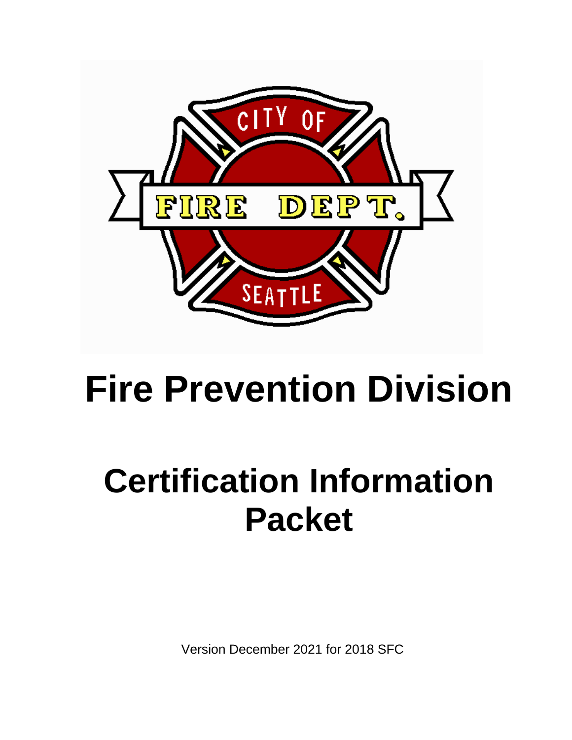# Fire Prevention Division

# Certification Information Packet

Version December 2021 for 2018 SFC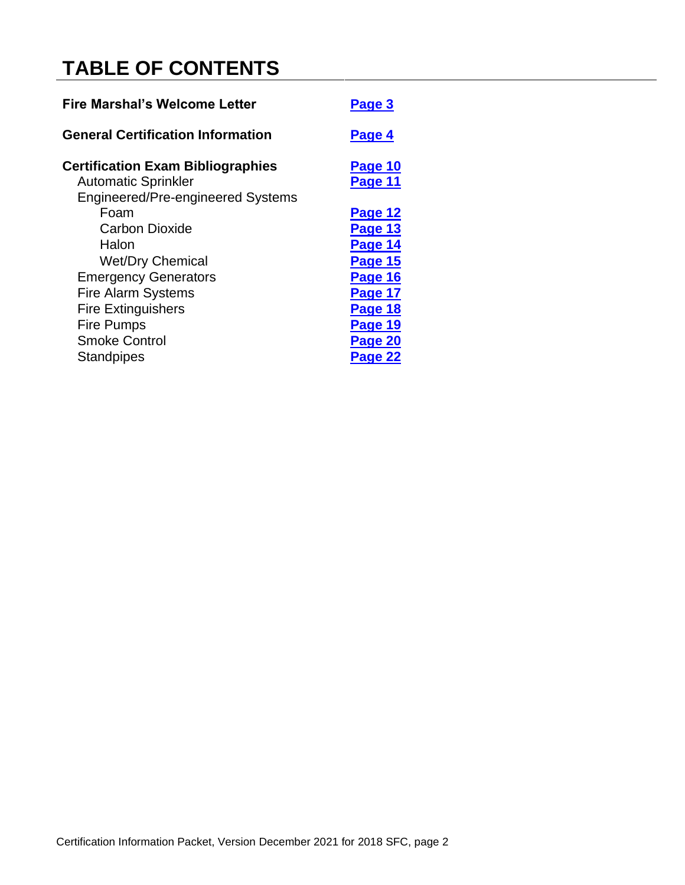# TABLE OF CONTENTS

| | |
|---|---|
| **Fire Marshal's Welcome Letter** | **Page 3** |
| **General Certification Information** | **Page 4** |
| **Certification Exam Bibliographies** | **Page 10** |
| Automatic Sprinkler | **Page 11** |
| Engineered/Pre-engineered Systems | |
| Foam | **Page 12** |
| Carbon Dioxide | **Page 13** |
| Halon | **Page 14** |
| Wet/Dry Chemical | **Page 15** |
| Emergency Generators | **Page 16** |
| Fire Alarm Systems | **Page 17** |
| Fire Extinguishers | **Page 18** |
| Fire Pumps | **Page 19** |
| Smoke Control | **Page 20** |
| Standpipes | **Page 22** |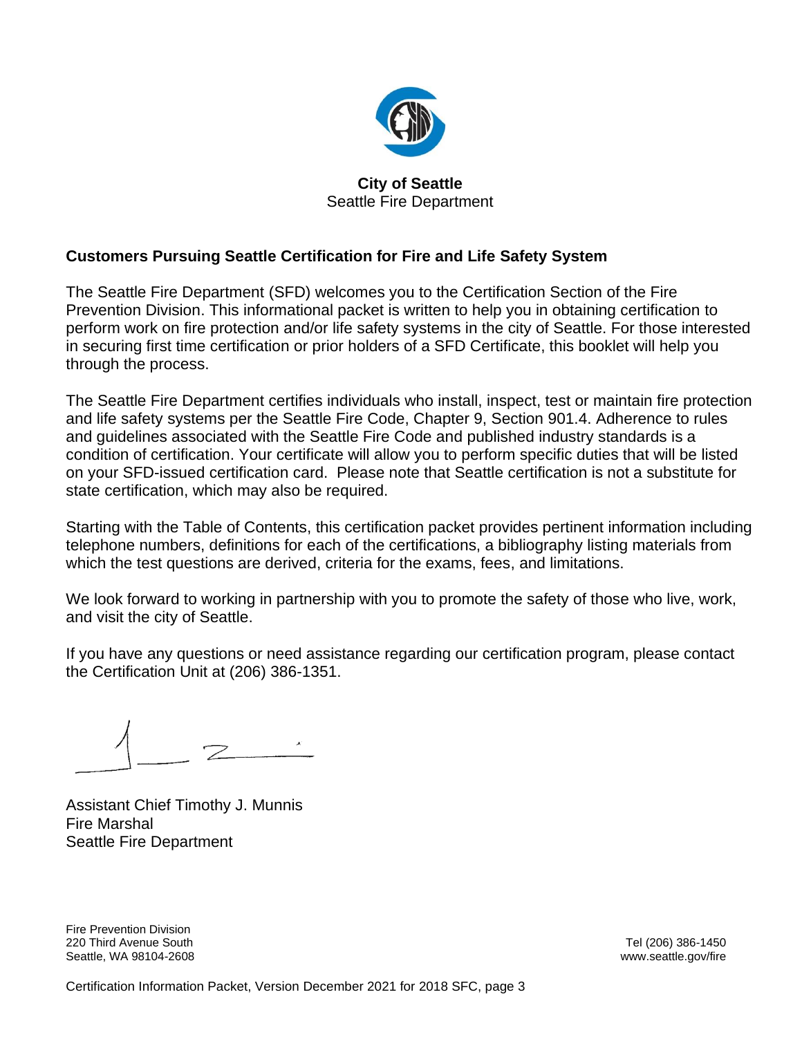**City of Seattle**
Seattle Fire Department

## Customers Pursuing Seattle Certification for Fire and Life Safety System

The Seattle Fire Department (SFD) welcomes you to the Certification Section of the Fire Prevention Division. This informational packet is written to help you in obtaining certification to perform work on fire protection and/or life safety systems in the city of Seattle. For those interested in securing first time certification or prior holders of a SFD Certificate, this booklet will help you through the process.

The Seattle Fire Department certifies individuals who install, inspect, test or maintain fire protection and life safety systems per the Seattle Fire Code, Chapter 9, Section 901.4. Adherence to rules and guidelines associated with the Seattle Fire Code and published industry standards is a condition of certification. Your certificate will allow you to perform specific duties that will be listed on your SFD-issued certification card. Please note that Seattle certification is not a substitute for state certification, which may also be required.

Starting with the Table of Contents, this certification packet provides pertinent information including telephone numbers, definitions for each of the certifications, a bibliography listing materials from which the test questions are derived, criteria for the exams, fees, and limitations.

We look forward to working in partnership with you to promote the safety of those who live, work, and visit the city of Seattle.

If you have any questions or need assistance regarding our certification program, please contact the Certification Unit at (206) 386-1351.

Assistant Chief Timothy J. Munnis
Fire Marshal
Seattle Fire Department

Fire Prevention Division
220 Third Avenue South
Seattle, WA 98104-2608

Tel (206) 386-1450
www.seattle.gov/fire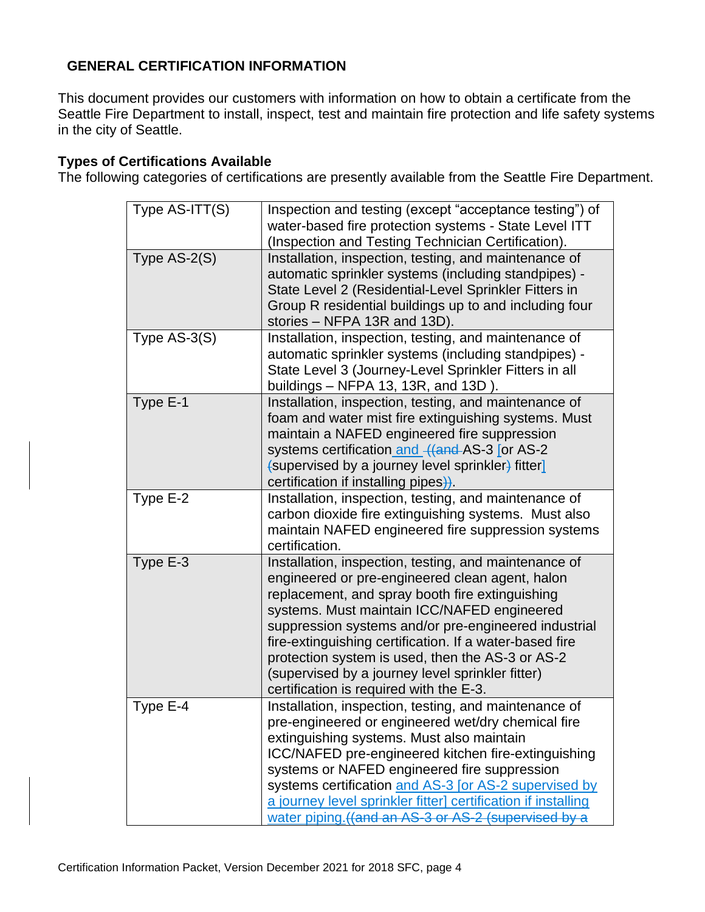## GENERAL CERTIFICATION INFORMATION

This document provides our customers with information on how to obtain a certificate from the Seattle Fire Department to install, inspect, test and maintain fire protection and life safety systems in the city of Seattle.

### Types of Certifications Available

The following categories of certifications are presently available from the Seattle Fire Department.

| Type | Description |
|---|---|
| Type AS-ITT(S) | Inspection and testing (except "acceptance testing") of water-based fire protection systems - State Level ITT (Inspection and Testing Technician Certification). |
| Type AS-2(S) | Installation, inspection, testing, and maintenance of automatic sprinkler systems (including standpipes) - State Level 2 (Residential-Level Sprinkler Fitters in Group R residential buildings up to and including four stories – NFPA 13R and 13D). |
| Type AS-3(S) | Installation, inspection, testing, and maintenance of automatic sprinkler systems (including standpipes) - State Level 3 (Journey-Level Sprinkler Fitters in all buildings – NFPA 13, 13R, and 13D ). |
| Type E-1 | Installation, inspection, testing, and maintenance of foam and water mist fire extinguishing systems. Must maintain a NAFED engineered fire suppression systems certification and ((and AS-3 [or AS-2 (supervised by a journey level sprinkler) fitter] certification if installing pipes)). |
| Type E-2 | Installation, inspection, testing, and maintenance of carbon dioxide fire extinguishing systems. Must also maintain NAFED engineered fire suppression systems certification. |
| Type E-3 | Installation, inspection, testing, and maintenance of engineered or pre-engineered clean agent, halon replacement, and spray booth fire extinguishing systems. Must maintain ICC/NAFED engineered suppression systems and/or pre-engineered industrial fire-extinguishing certification. If a water-based fire protection system is used, then the AS-3 or AS-2 (supervised by a journey level sprinkler fitter) certification is required with the E-3. |
| Type E-4 | Installation, inspection, testing, and maintenance of pre-engineered or engineered wet/dry chemical fire extinguishing systems. Must also maintain ICC/NAFED pre-engineered kitchen fire-extinguishing systems or NAFED engineered fire suppression systems certification and AS-3 [or AS-2 supervised by a journey level sprinkler fitter] certification if installing water piping.((and an AS-3 or AS-2 (supervised by a |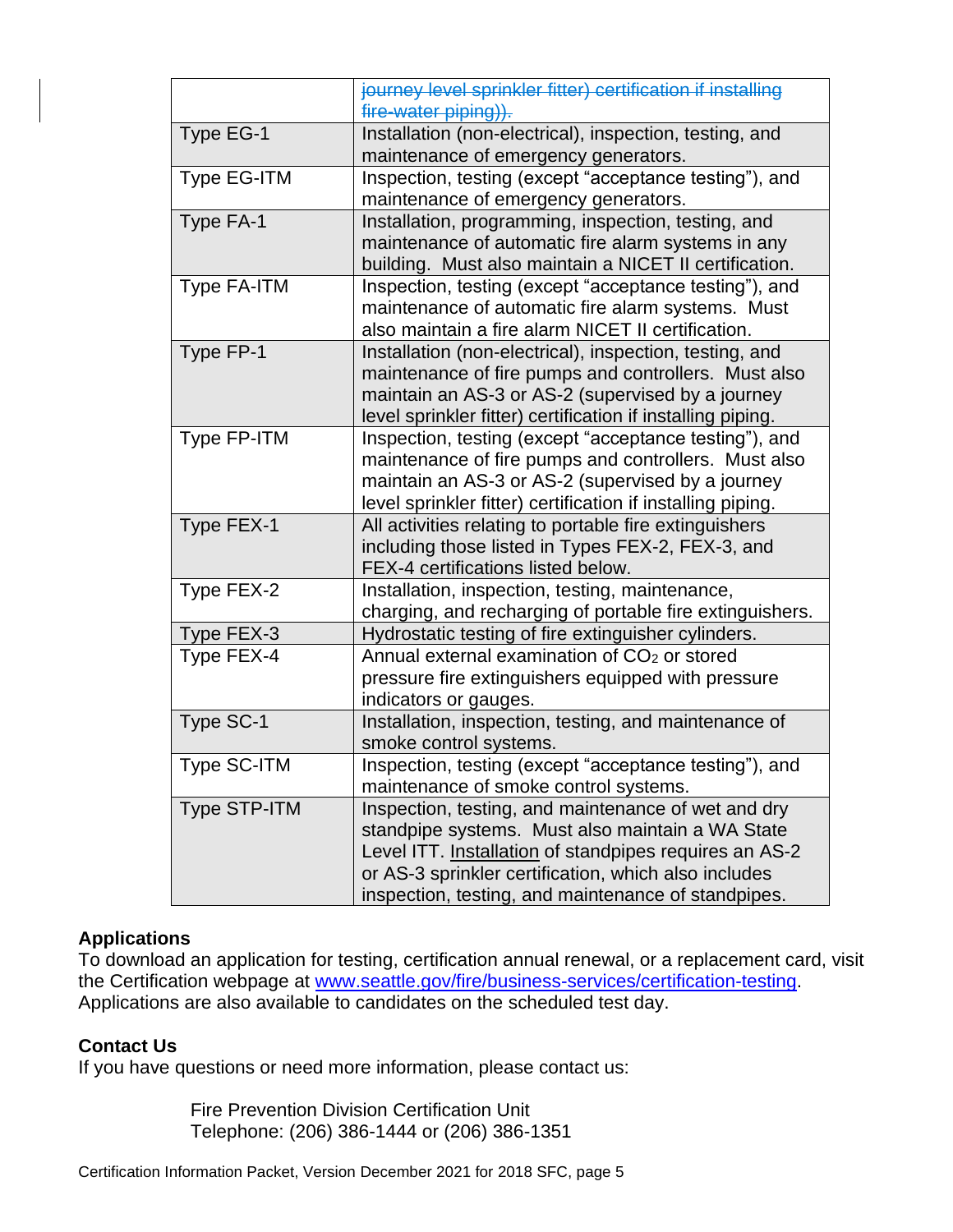| | |
|---|---|
| | ~~journey level sprinkler fitter) certification if installing fire-water piping)).~~ |
| Type EG-1 | Installation (non-electrical), inspection, testing, and maintenance of emergency generators. |
| Type EG-ITM | Inspection, testing (except “acceptance testing”), and maintenance of emergency generators. |
| Type FA-1 | Installation, programming, inspection, testing, and maintenance of automatic fire alarm systems in any building. Must also maintain a NICET II certification. |
| Type FA-ITM | Inspection, testing (except “acceptance testing”), and maintenance of automatic fire alarm systems. Must also maintain a fire alarm NICET II certification. |
| Type FP-1 | Installation (non-electrical), inspection, testing, and maintenance of fire pumps and controllers. Must also maintain an AS-3 or AS-2 (supervised by a journey level sprinkler fitter) certification if installing piping. |
| Type FP-ITM | Inspection, testing (except “acceptance testing”), and maintenance of fire pumps and controllers. Must also maintain an AS-3 or AS-2 (supervised by a journey level sprinkler fitter) certification if installing piping. |
| Type FEX-1 | All activities relating to portable fire extinguishers including those listed in Types FEX-2, FEX-3, and FEX-4 certifications listed below. |
| Type FEX-2 | Installation, inspection, testing, maintenance, charging, and recharging of portable fire extinguishers. |
| Type FEX-3 | Hydrostatic testing of fire extinguisher cylinders. |
| Type FEX-4 | Annual external examination of $CO_2$ or stored pressure fire extinguishers equipped with pressure indicators or gauges. |
| Type SC-1 | Installation, inspection, testing, and maintenance of smoke control systems. |
| Type SC-ITM | Inspection, testing (except “acceptance testing”), and maintenance of smoke control systems. |
| Type STP-ITM | Inspection, testing, and maintenance of wet and dry standpipe systems. Must also maintain a WA State Level ITT. <u>Installation</u> of standpipes requires an AS-2 or AS-3 sprinkler certification, which also includes inspection, testing, and maintenance of standpipes. |

### Applications

To download an application for testing, certification annual renewal, or a replacement card, visit the Certification webpage at [www.seattle.gov/fire/business-services/certification-testing](http://www.seattle.gov/fire/business-services/certification-testing). Applications are also available to candidates on the scheduled test day.

### Contact Us

If you have questions or need more information, please contact us:

Fire Prevention Division Certification Unit
Telephone: (206) 386-1444 or (206) 386-1351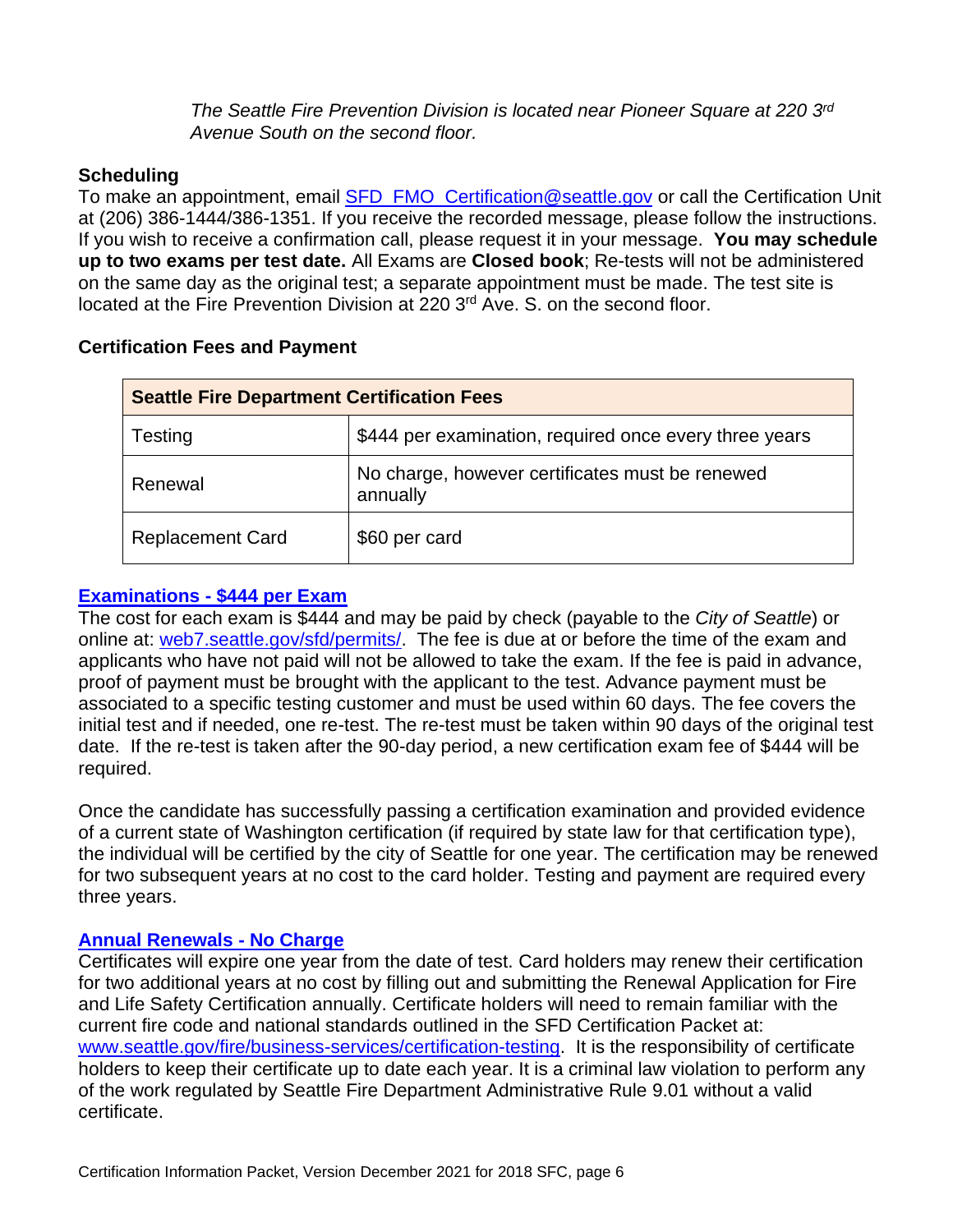*The Seattle Fire Prevention Division is located near Pioneer Square at 220 3rd Avenue South on the second floor.*

### Scheduling

To make an appointment, email SFD_FMO_Certification@seattle.gov or call the Certification Unit at (206) 386-1444/386-1351. If you receive the recorded message, please follow the instructions. If you wish to receive a confirmation call, please request it in your message. **You may schedule up to two exams per test date.** All Exams are **Closed book**; Re-tests will not be administered on the same day as the original test; a separate appointment must be made. The test site is located at the Fire Prevention Division at 220 3rd Ave. S. on the second floor.

### Certification Fees and Payment

| Seattle Fire Department Certification Fees | |
|---|---|
| Testing | $444 per examination, required once every three years |
| Renewal | No charge, however certificates must be renewed annually |
| Replacement Card | $60 per card |

### Examinations - $444 per Exam

The cost for each exam is $444 and may be paid by check (payable to the *City of Seattle*) or online at: web7.seattle.gov/sfd/permits/. The fee is due at or before the time of the exam and applicants who have not paid will not be allowed to take the exam. If the fee is paid in advance, proof of payment must be brought with the applicant to the test. Advance payment must be associated to a specific testing customer and must be used within 60 days. The fee covers the initial test and if needed, one re-test. The re-test must be taken within 90 days of the original test date. If the re-test is taken after the 90-day period, a new certification exam fee of $444 will be required.

Once the candidate has successfully passing a certification examination and provided evidence of a current state of Washington certification (if required by state law for that certification type), the individual will be certified by the city of Seattle for one year. The certification may be renewed for two subsequent years at no cost to the card holder. Testing and payment are required every three years.

### Annual Renewals - No Charge

Certificates will expire one year from the date of test. Card holders may renew their certification for two additional years at no cost by filling out and submitting the Renewal Application for Fire and Life Safety Certification annually. Certificate holders will need to remain familiar with the current fire code and national standards outlined in the SFD Certification Packet at: www.seattle.gov/fire/business-services/certification-testing. It is the responsibility of certificate holders to keep their certificate up to date each year. It is a criminal law violation to perform any of the work regulated by Seattle Fire Department Administrative Rule 9.01 without a valid certificate.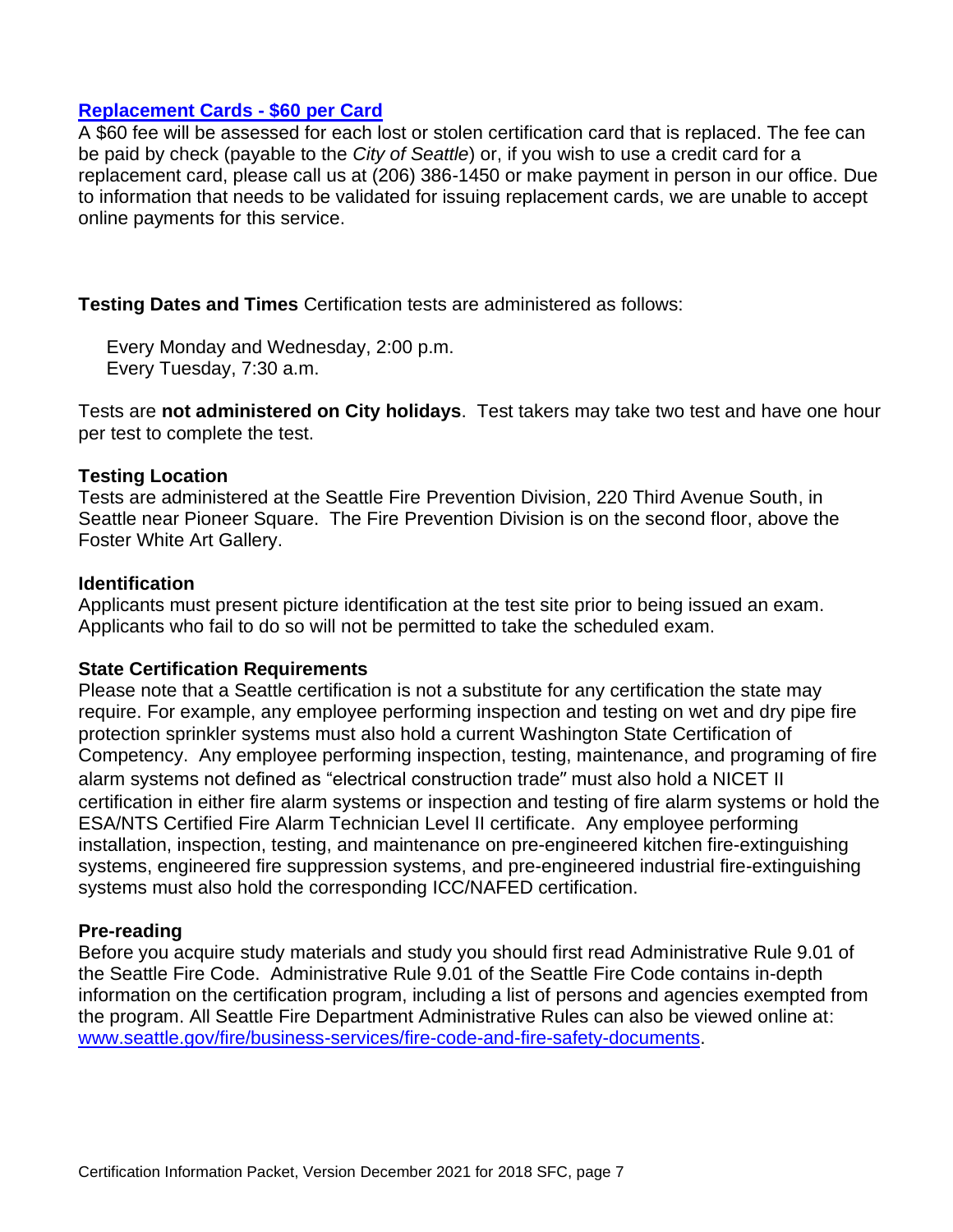### [Replacement Cards - $60 per Card]

A $60 fee will be assessed for each lost or stolen certification card that is replaced. The fee can be paid by check (payable to the *City of Seattle*) or, if you wish to use a credit card for a replacement card, please call us at (206) 386-1450 or make payment in person in our office. Due to information that needs to be validated for issuing replacement cards, we are unable to accept online payments for this service.

**Testing Dates and Times** Certification tests are administered as follows:

Every Monday and Wednesday, 2:00 p.m.
Every Tuesday, 7:30 a.m.

Tests are **not administered on City holidays**. Test takers may take two test and have one hour per test to complete the test.

### Testing Location

Tests are administered at the Seattle Fire Prevention Division, 220 Third Avenue South, in Seattle near Pioneer Square. The Fire Prevention Division is on the second floor, above the Foster White Art Gallery.

### Identification

Applicants must present picture identification at the test site prior to being issued an exam. Applicants who fail to do so will not be permitted to take the scheduled exam.

### State Certification Requirements

Please note that a Seattle certification is not a substitute for any certification the state may require. For example, any employee performing inspection and testing on wet and dry pipe fire protection sprinkler systems must also hold a current Washington State Certification of Competency. Any employee performing inspection, testing, maintenance, and programing of fire alarm systems not defined as "electrical construction trade" must also hold a NICET II certification in either fire alarm systems or inspection and testing of fire alarm systems or hold the ESA/NTS Certified Fire Alarm Technician Level II certificate. Any employee performing installation, inspection, testing, and maintenance on pre-engineered kitchen fire-extinguishing systems, engineered fire suppression systems, and pre-engineered industrial fire-extinguishing systems must also hold the corresponding ICC/NAFED certification.

### Pre-reading

Before you acquire study materials and study you should first read Administrative Rule 9.01 of the Seattle Fire Code. Administrative Rule 9.01 of the Seattle Fire Code contains in-depth information on the certification program, including a list of persons and agencies exempted from the program. All Seattle Fire Department Administrative Rules can also be viewed online at: www.seattle.gov/fire/business-services/fire-code-and-fire-safety-documents.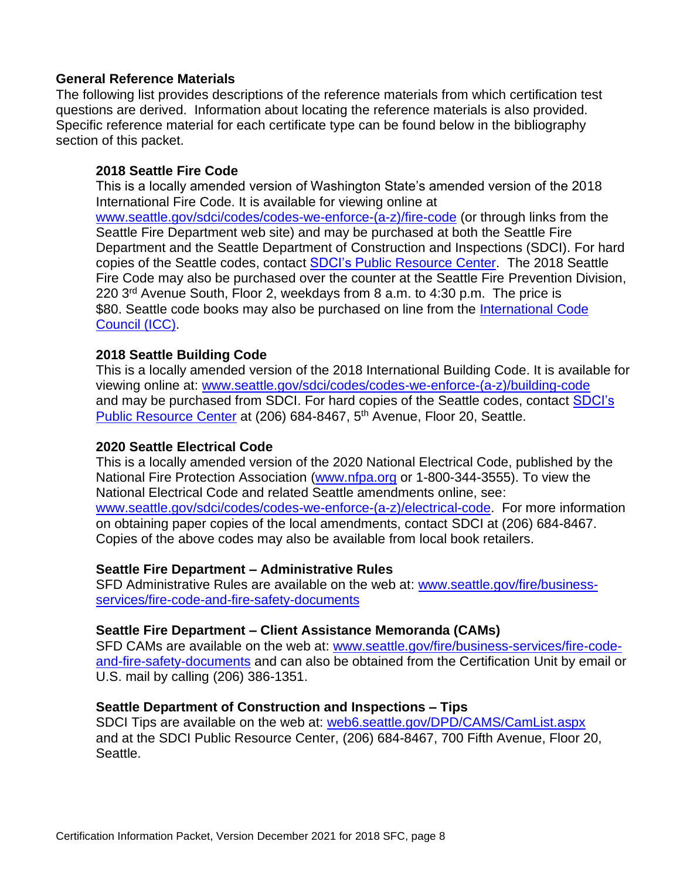## General Reference Materials

The following list provides descriptions of the reference materials from which certification test questions are derived. Information about locating the reference materials is also provided. Specific reference material for each certificate type can be found below in the bibliography section of this packet.

### 2018 Seattle Fire Code

This is a locally amended version of Washington State's amended version of the 2018 International Fire Code. It is available for viewing online at www.seattle.gov/sdci/codes/codes-we-enforce-(a-z)/fire-code (or through links from the Seattle Fire Department web site) and may be purchased at both the Seattle Fire Department and the Seattle Department of Construction and Inspections (SDCI). For hard copies of the Seattle codes, contact SDCI's Public Resource Center. The 2018 Seattle Fire Code may also be purchased over the counter at the Seattle Fire Prevention Division, 220 3rd Avenue South, Floor 2, weekdays from 8 a.m. to 4:30 p.m. The price is $80. Seattle code books may also be purchased on line from the International Code Council (ICC).

### 2018 Seattle Building Code

This is a locally amended version of the 2018 International Building Code. It is available for viewing online at: www.seattle.gov/sdci/codes/codes-we-enforce-(a-z)/building-code and may be purchased from SDCI. For hard copies of the Seattle codes, contact SDCI's Public Resource Center at (206) 684-8467, 5th Avenue, Floor 20, Seattle.

### 2020 Seattle Electrical Code

This is a locally amended version of the 2020 National Electrical Code, published by the National Fire Protection Association (www.nfpa.org or 1-800-344-3555). To view the National Electrical Code and related Seattle amendments online, see: www.seattle.gov/sdci/codes/codes-we-enforce-(a-z)/electrical-code. For more information on obtaining paper copies of the local amendments, contact SDCI at (206) 684-8467. Copies of the above codes may also be available from local book retailers.

### Seattle Fire Department – Administrative Rules

SFD Administrative Rules are available on the web at: www.seattle.gov/fire/business-services/fire-code-and-fire-safety-documents

### Seattle Fire Department – Client Assistance Memoranda (CAMs)

SFD CAMs are available on the web at: www.seattle.gov/fire/business-services/fire-code-and-fire-safety-documents and can also be obtained from the Certification Unit by email or U.S. mail by calling (206) 386-1351.

### Seattle Department of Construction and Inspections – Tips

SDCI Tips are available on the web at: web6.seattle.gov/DPD/CAMS/CamList.aspx and at the SDCI Public Resource Center, (206) 684-8467, 700 Fifth Avenue, Floor 20, Seattle.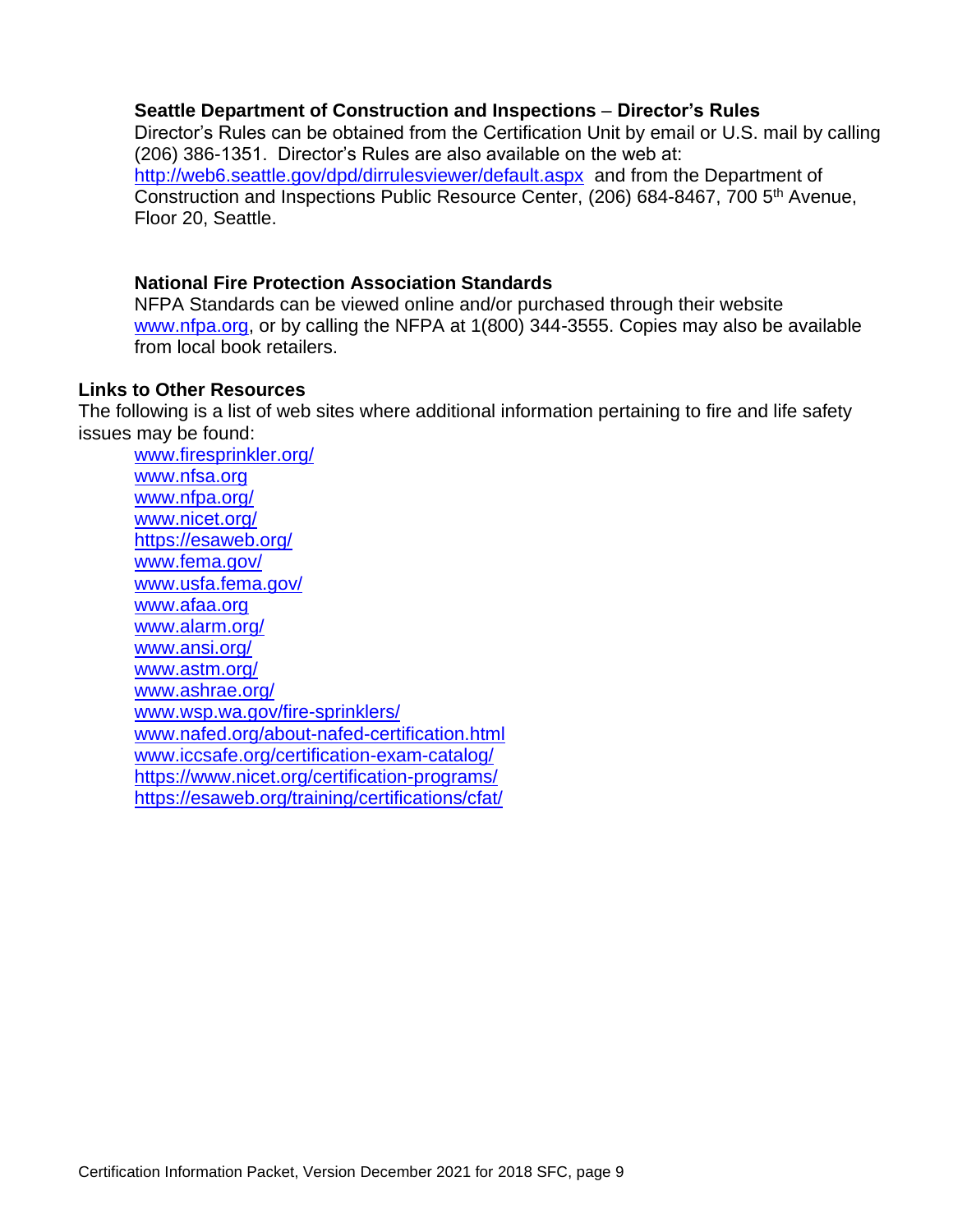**Seattle Department of Construction and Inspections – Director's Rules**

Director's Rules can be obtained from the Certification Unit by email or U.S. mail by calling (206) 386-1351. Director's Rules are also available on the web at: http://web6.seattle.gov/dpd/dirrulesviewer/default.aspx and from the Department of Construction and Inspections Public Resource Center, (206) 684-8467, 700 5th Avenue, Floor 20, Seattle.

**National Fire Protection Association Standards**

NFPA Standards can be viewed online and/or purchased through their website www.nfpa.org, or by calling the NFPA at 1(800) 344-3555. Copies may also be available from local book retailers.

**Links to Other Resources**

The following is a list of web sites where additional information pertaining to fire and life safety issues may be found:

www.firesprinkler.org/
www.nfsa.org
www.nfpa.org/
www.nicet.org/
https://esaweb.org/
www.fema.gov/
www.usfa.fema.gov/
www.afaa.org
www.alarm.org/
www.ansi.org/
www.astm.org/
www.ashrae.org/
www.wsp.wa.gov/fire-sprinklers/
www.nafed.org/about-nafed-certification.html
www.iccsafe.org/certification-exam-catalog/
https://www.nicet.org/certification-programs/
https://esaweb.org/training/certifications/cfat/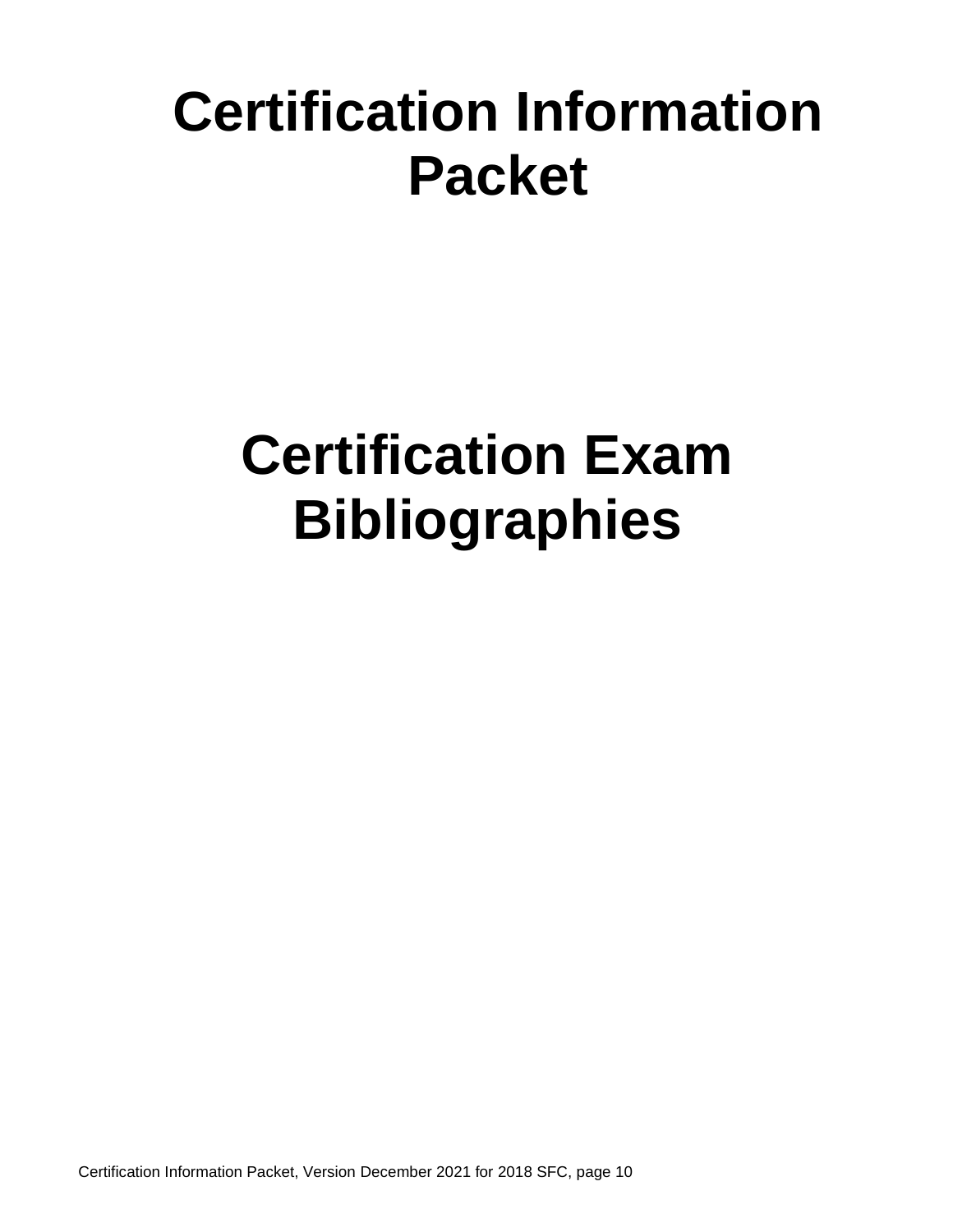# Certification Information Packet

# Certification Exam Bibliographies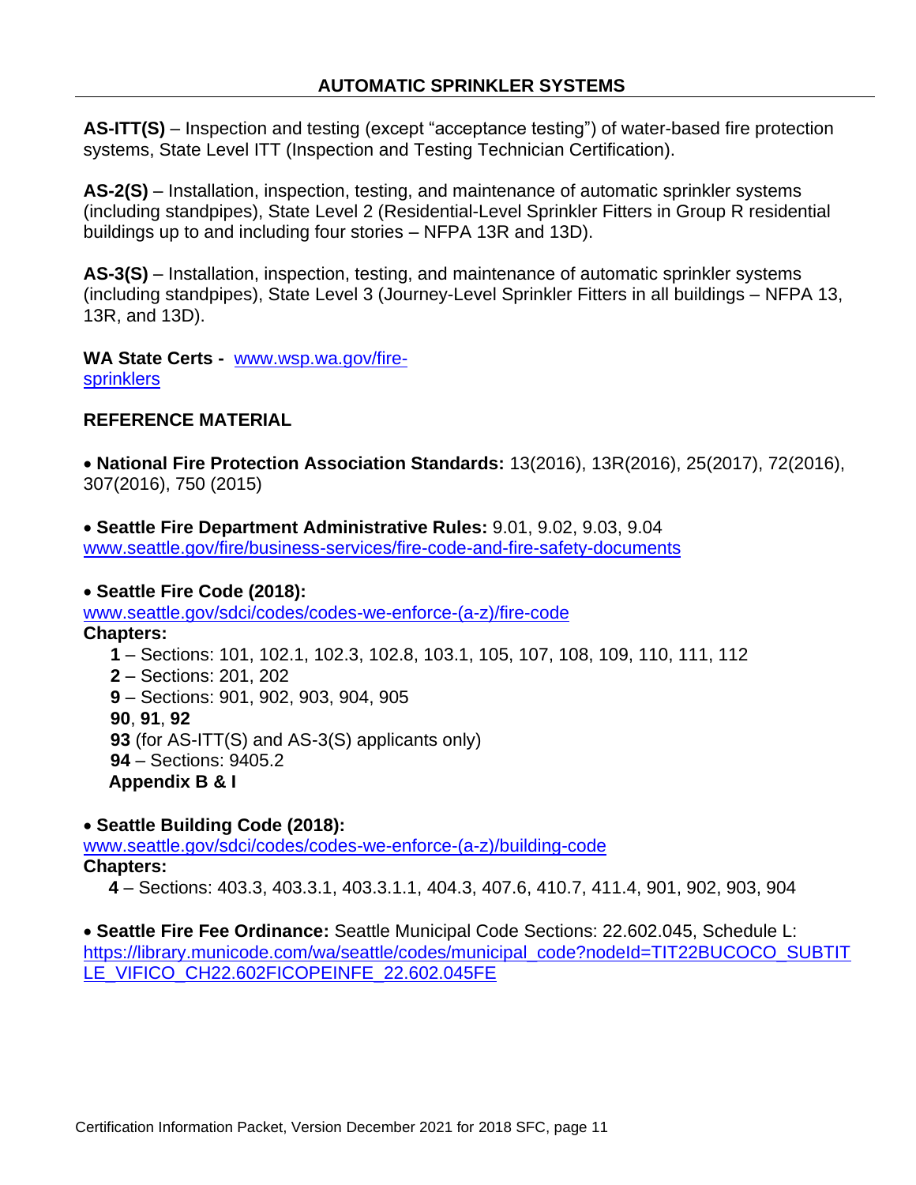## AUTOMATIC SPRINKLER SYSTEMS

**AS-ITT(S)** – Inspection and testing (except "acceptance testing") of water-based fire protection systems, State Level ITT (Inspection and Testing Technician Certification).

**AS-2(S)** – Installation, inspection, testing, and maintenance of automatic sprinkler systems (including standpipes), State Level 2 (Residential-Level Sprinkler Fitters in Group R residential buildings up to and including four stories – NFPA 13R and 13D).

**AS-3(S)** – Installation, inspection, testing, and maintenance of automatic sprinkler systems (including standpipes), State Level 3 (Journey-Level Sprinkler Fitters in all buildings – NFPA 13, 13R, and 13D).

**WA State Certs -** [www.wsp.wa.gov/fire-sprinklers](www.wsp.wa.gov/fire-sprinklers)

### REFERENCE MATERIAL

- **National Fire Protection Association Standards:** 13(2016), 13R(2016), 25(2017), 72(2016), 307(2016), 750 (2015)

- **Seattle Fire Department Administrative Rules:** 9.01, 9.02, 9.03, 9.04
[www.seattle.gov/fire/business-services/fire-code-and-fire-safety-documents](www.seattle.gov/fire/business-services/fire-code-and-fire-safety-documents)

- **Seattle Fire Code (2018):**
[www.seattle.gov/sdci/codes/codes-we-enforce-(a-z)/fire-code](www.seattle.gov/sdci/codes/codes-we-enforce-(a-z)/fire-code)

**Chapters:**

**1** – Sections: 101, 102.1, 102.3, 102.8, 103.1, 105, 107, 108, 109, 110, 111, 112
**2** – Sections: 201, 202
**9** – Sections: 901, 902, 903, 904, 905
**90**, **91**, **92**
**93** (for AS-ITT(S) and AS-3(S) applicants only)
**94** – Sections: 9405.2
**Appendix B & I**

- **Seattle Building Code (2018):**
[www.seattle.gov/sdci/codes/codes-we-enforce-(a-z)/building-code](www.seattle.gov/sdci/codes/codes-we-enforce-(a-z)/building-code)

**Chapters:**

**4** – Sections: 403.3, 403.3.1, 403.3.1.1, 404.3, 407.6, 410.7, 411.4, 901, 902, 903, 904

- **Seattle Fire Fee Ordinance:** Seattle Municipal Code Sections: 22.602.045, Schedule L:
[https://library.municode.com/wa/seattle/codes/municipal_code?nodeId=TIT22BUCOCO_SUBTITLE_VIFICO_CH22.602FICOPEINFE_22.602.045FE](https://library.municode.com/wa/seattle/codes/municipal_code?nodeId=TIT22BUCOCO_SUBTITLE_VIFICO_CH22.602FICOPEINFE_22.602.045FE)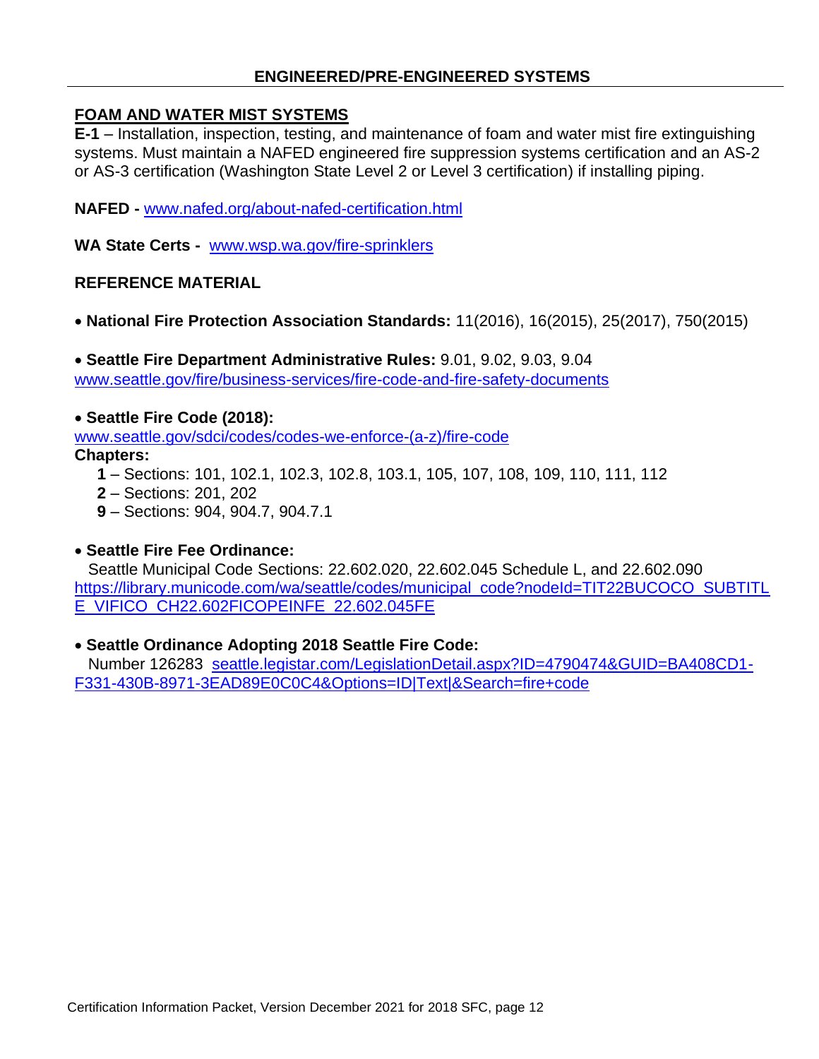## ENGINEERED/PRE-ENGINEERED SYSTEMS

### FOAM AND WATER MIST SYSTEMS

**E-1** – Installation, inspection, testing, and maintenance of foam and water mist fire extinguishing systems. Must maintain a NAFED engineered fire suppression systems certification and an AS-2 or AS-3 certification (Washington State Level 2 or Level 3 certification) if installing piping.

**NAFED -** www.nafed.org/about-nafed-certification.html

**WA State Certs -** www.wsp.wa.gov/fire-sprinklers

**REFERENCE MATERIAL**

- **National Fire Protection Association Standards:** 11(2016), 16(2015), 25(2017), 750(2015)

- **Seattle Fire Department Administrative Rules:** 9.01, 9.02, 9.03, 9.04
www.seattle.gov/fire/business-services/fire-code-and-fire-safety-documents

- **Seattle Fire Code (2018):**
www.seattle.gov/sdci/codes/codes-we-enforce-(a-z)/fire-code

**Chapters:**

  **1** – Sections: 101, 102.1, 102.3, 102.8, 103.1, 105, 107, 108, 109, 110, 111, 112
  **2** – Sections: 201, 202
  **9** – Sections: 904, 904.7, 904.7.1

- **Seattle Fire Fee Ordinance:**
  Seattle Municipal Code Sections: 22.602.020, 22.602.045 Schedule L, and 22.602.090
https://library.municode.com/wa/seattle/codes/municipal_code?nodeId=TIT22BUCOCO_SUBTITLE_VIFICO_CH22.602FICOPEINFE_22.602.045FE

- **Seattle Ordinance Adopting 2018 Seattle Fire Code:**
  Number 126283 seattle.legistar.com/LegislationDetail.aspx?ID=4790474&GUID=BA408CD1-F331-430B-8971-3EAD89E0C0C4&Options=ID|Text|&Search=fire+code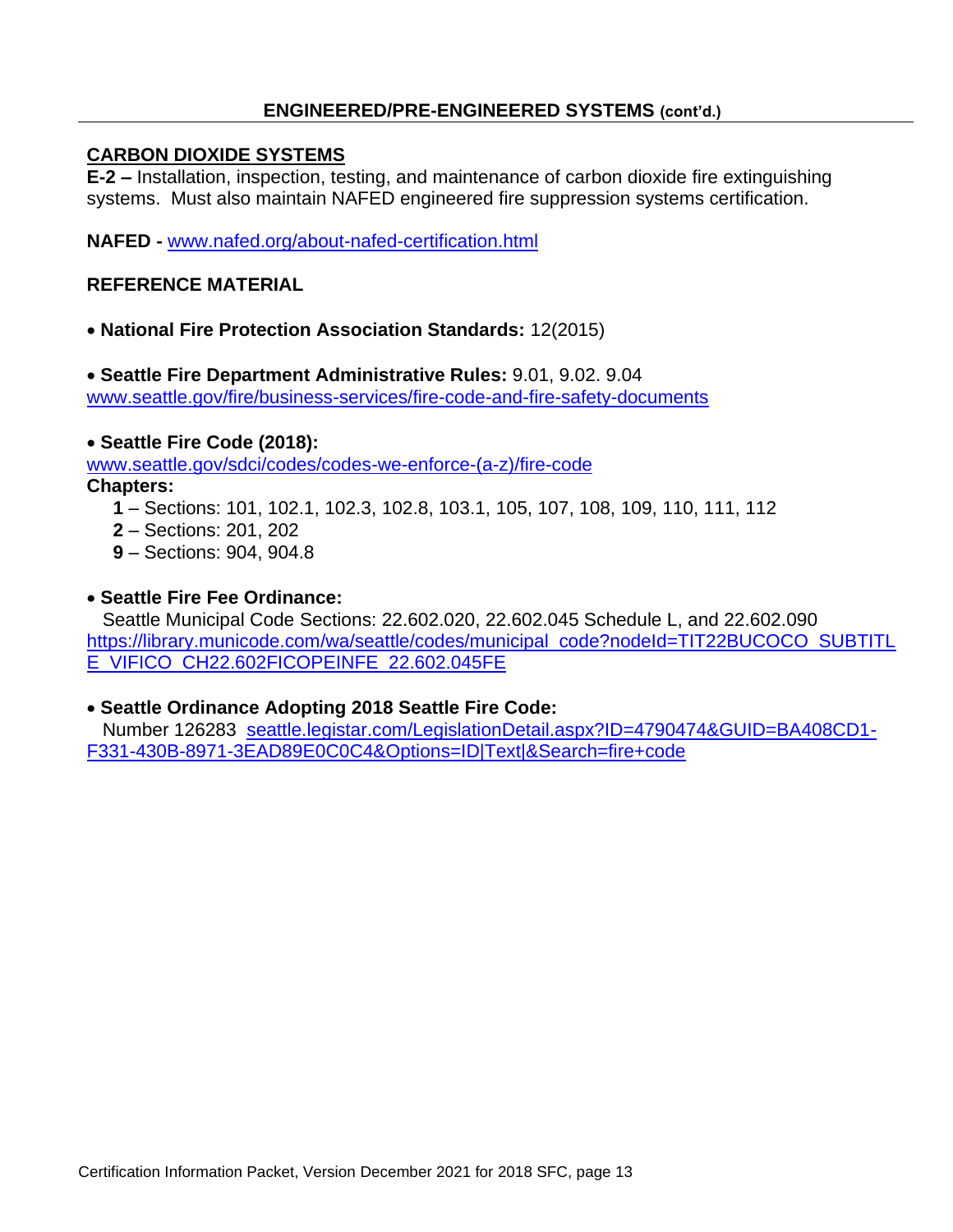**ENGINEERED/PRE-ENGINEERED SYSTEMS (cont'd.)**

## CARBON DIOXIDE SYSTEMS

**E-2 –** Installation, inspection, testing, and maintenance of carbon dioxide fire extinguishing systems. Must also maintain NAFED engineered fire suppression systems certification.

**NAFED -** www.nafed.org/about-nafed-certification.html

### REFERENCE MATERIAL

- **National Fire Protection Association Standards:** 12(2015)

- **Seattle Fire Department Administrative Rules:** 9.01, 9.02. 9.04
www.seattle.gov/fire/business-services/fire-code-and-fire-safety-documents

- **Seattle Fire Code (2018):**
www.seattle.gov/sdci/codes/codes-we-enforce-(a-z)/fire-code
**Chapters:**
  - **1** – Sections: 101, 102.1, 102.3, 102.8, 103.1, 105, 107, 108, 109, 110, 111, 112
  - **2** – Sections: 201, 202
  - **9** – Sections: 904, 904.8

- **Seattle Fire Fee Ordinance:**
Seattle Municipal Code Sections: 22.602.020, 22.602.045 Schedule L, and 22.602.090
https://library.municode.com/wa/seattle/codes/municipal_code?nodeId=TIT22BUCOCO_SUBTITLE_VIFICO_CH22.602FICOPEINFE_22.602.045FE

- **Seattle Ordinance Adopting 2018 Seattle Fire Code:**
Number 126283 seattle.legistar.com/LegislationDetail.aspx?ID=4790474&GUID=BA408CD1-F331-430B-8971-3EAD89E0C0C4&Options=ID|Text|&Search=fire+code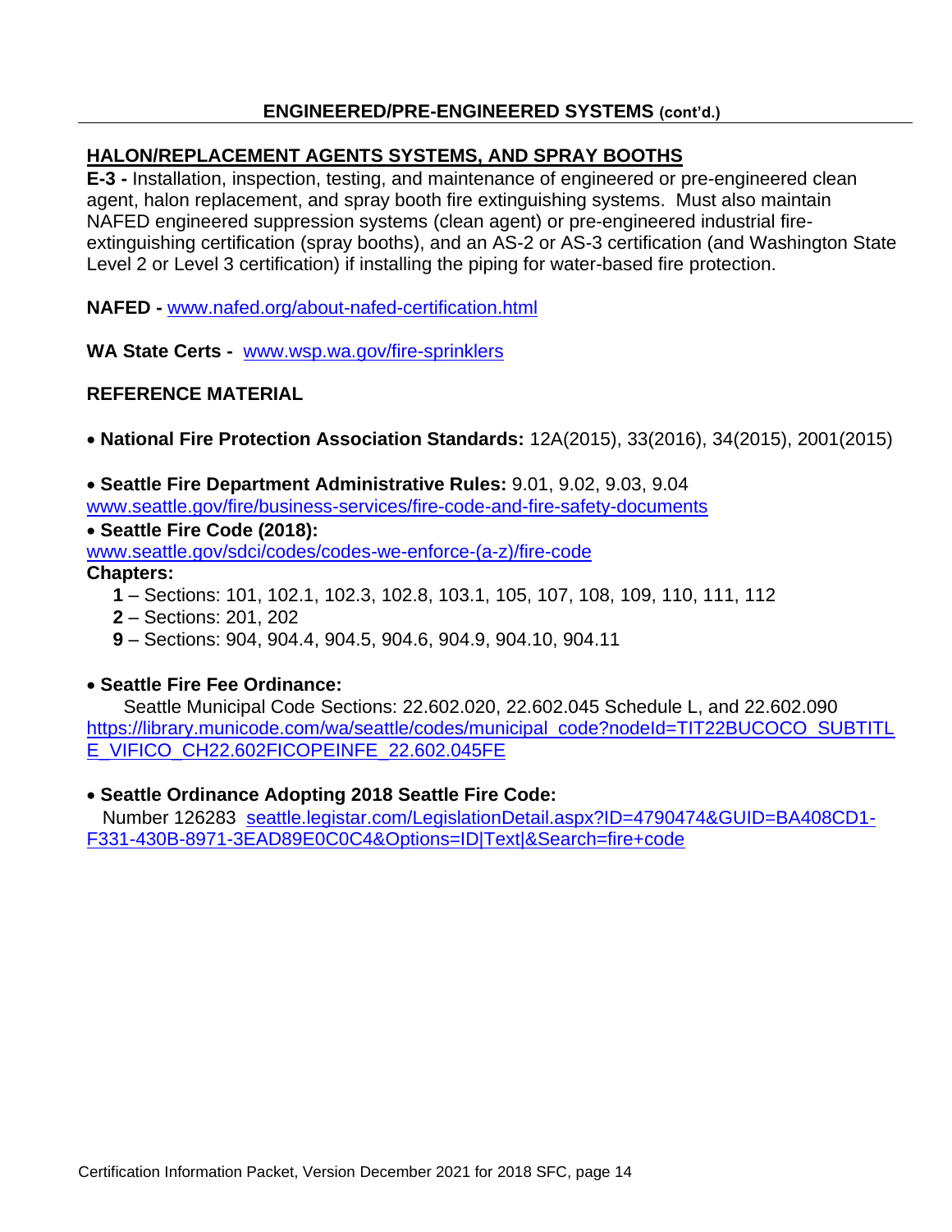## ENGINEERED/PRE-ENGINEERED SYSTEMS (cont'd.)

### HALON/REPLACEMENT AGENTS SYSTEMS, AND SPRAY BOOTHS

**E-3 -** Installation, inspection, testing, and maintenance of engineered or pre-engineered clean agent, halon replacement, and spray booth fire extinguishing systems. Must also maintain NAFED engineered suppression systems (clean agent) or pre-engineered industrial fire-extinguishing certification (spray booths), and an AS-2 or AS-3 certification (and Washington State Level 2 or Level 3 certification) if installing the piping for water-based fire protection.

**NAFED -** www.nafed.org/about-nafed-certification.html

**WA State Certs -** www.wsp.wa.gov/fire-sprinklers

**REFERENCE MATERIAL**

- **National Fire Protection Association Standards:** 12A(2015), 33(2016), 34(2015), 2001(2015)

- **Seattle Fire Department Administrative Rules:** 9.01, 9.02, 9.03, 9.04
  www.seattle.gov/fire/business-services/fire-code-and-fire-safety-documents
- **Seattle Fire Code (2018):**
  www.seattle.gov/sdci/codes/codes-we-enforce-(a-z)/fire-code

**Chapters:**

- **1** – Sections: 101, 102.1, 102.3, 102.8, 103.1, 105, 107, 108, 109, 110, 111, 112
- **2** – Sections: 201, 202
- **9** – Sections: 904, 904.4, 904.5, 904.6, 904.9, 904.10, 904.11

- **Seattle Fire Fee Ordinance:**
  Seattle Municipal Code Sections: 22.602.020, 22.602.045 Schedule L, and 22.602.090
  https://library.municode.com/wa/seattle/codes/municipal_code?nodeId=TIT22BUCOCO_SUBTITLE_VIFICO_CH22.602FICOPEINFE_22.602.045FE

- **Seattle Ordinance Adopting 2018 Seattle Fire Code:**
  Number 126283 seattle.legistar.com/LegislationDetail.aspx?ID=4790474&GUID=BA408CD1-F331-430B-8971-3EAD89E0C0C4&Options=ID|Text|&Search=fire+code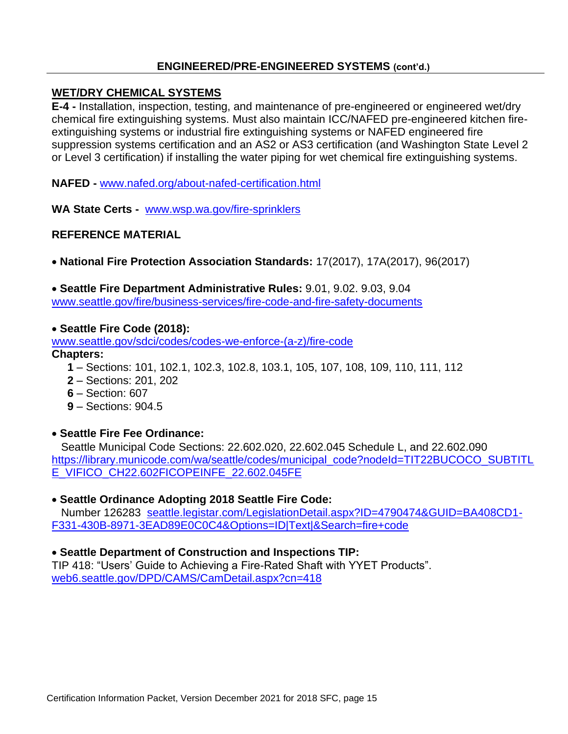## ENGINEERED/PRE-ENGINEERED SYSTEMS (cont'd.)

### WET/DRY CHEMICAL SYSTEMS

**E-4 -** Installation, inspection, testing, and maintenance of pre-engineered or engineered wet/dry chemical fire extinguishing systems. Must also maintain ICC/NAFED pre-engineered kitchen fire-extinguishing systems or industrial fire extinguishing systems or NAFED engineered fire suppression systems certification and an AS2 or AS3 certification (and Washington State Level 2 or Level 3 certification) if installing the water piping for wet chemical fire extinguishing systems.

**NAFED -** www.nafed.org/about-nafed-certification.html

**WA State Certs -** www.wsp.wa.gov/fire-sprinklers

### REFERENCE MATERIAL

- **National Fire Protection Association Standards:** 17(2017), 17A(2017), 96(2017)

- **Seattle Fire Department Administrative Rules:** 9.01, 9.02. 9.03, 9.04
www.seattle.gov/fire/business-services/fire-code-and-fire-safety-documents

- **Seattle Fire Code (2018):**
www.seattle.gov/sdci/codes/codes-we-enforce-(a-z)/fire-code

**Chapters:**
  - **1** – Sections: 101, 102.1, 102.3, 102.8, 103.1, 105, 107, 108, 109, 110, 111, 112
  - **2** – Sections: 201, 202
  - **6** – Section: 607
  - **9** – Sections: 904.5

- **Seattle Fire Fee Ordinance:**
Seattle Municipal Code Sections: 22.602.020, 22.602.045 Schedule L, and 22.602.090
https://library.municode.com/wa/seattle/codes/municipal_code?nodeId=TIT22BUCOCO_SUBTITLE_VIFICO_CH22.602FICOPEINFE_22.602.045FE

- **Seattle Ordinance Adopting 2018 Seattle Fire Code:**
Number 126283 seattle.legistar.com/LegislationDetail.aspx?ID=4790474&GUID=BA408CD1-F331-430B-8971-3EAD89E0C0C4&Options=ID|Text|&Search=fire+code

- **Seattle Department of Construction and Inspections TIP:**
TIP 418: "Users' Guide to Achieving a Fire-Rated Shaft with YYET Products".
web6.seattle.gov/DPD/CAMS/CamDetail.aspx?cn=418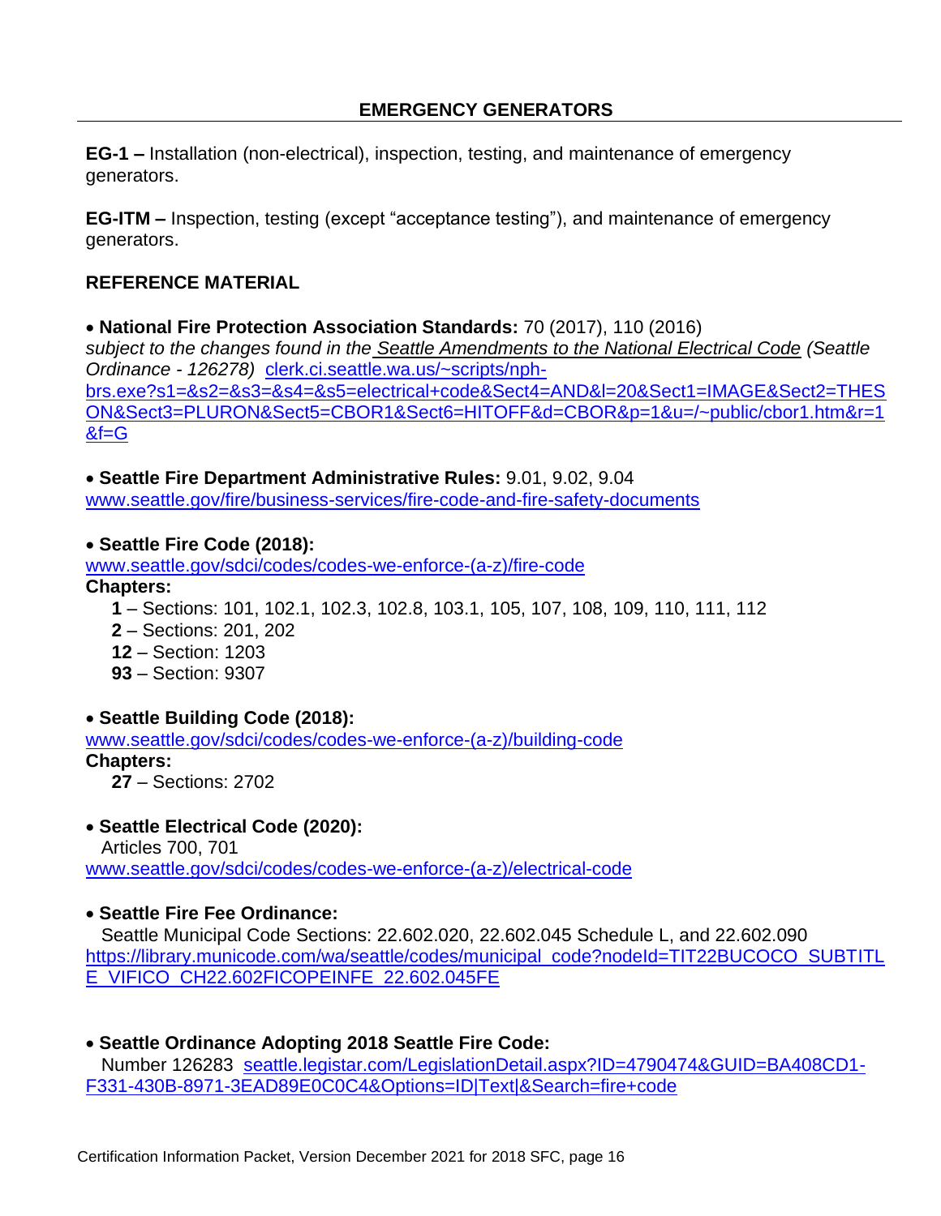## EMERGENCY GENERATORS

**EG-1 –** Installation (non-electrical), inspection, testing, and maintenance of emergency generators.

**EG-ITM –** Inspection, testing (except "acceptance testing"), and maintenance of emergency generators.

### REFERENCE MATERIAL

- **National Fire Protection Association Standards:** 70 (2017), 110 (2016)

*subject to the changes found in the* *Seattle Amendments to the National Electrical Code* *(Seattle Ordinance - 126278)* clerk.ci.seattle.wa.us/~scripts/nph-brs.exe?s1=&s2=&s3=&s4=&s5=electrical+code&Sect4=AND&l=20&Sect1=IMAGE&Sect2=THESON&Sect3=PLURON&Sect5=CBOR1&Sect6=HITOFF&d=CBOR&p=1&u=/~public/cbor1.htm&r=1&f=G

- **Seattle Fire Department Administrative Rules:** 9.01, 9.02, 9.04

www.seattle.gov/fire/business-services/fire-code-and-fire-safety-documents

- **Seattle Fire Code (2018):**

www.seattle.gov/sdci/codes/codes-we-enforce-(a-z)/fire-code

**Chapters:**

**1** – Sections: 101, 102.1, 102.3, 102.8, 103.1, 105, 107, 108, 109, 110, 111, 112
**2** – Sections: 201, 202
**12** – Section: 1203
**93** – Section: 9307

- **Seattle Building Code (2018):**

www.seattle.gov/sdci/codes/codes-we-enforce-(a-z)/building-code

**Chapters:**

**27** – Sections: 2702

- **Seattle Electrical Code (2020):**

Articles 700, 701
www.seattle.gov/sdci/codes/codes-we-enforce-(a-z)/electrical-code

- **Seattle Fire Fee Ordinance:**

Seattle Municipal Code Sections: 22.602.020, 22.602.045 Schedule L, and 22.602.090
https://library.municode.com/wa/seattle/codes/municipal_code?nodeId=TIT22BUCOCO_SUBTITLE_VIFICO_CH22.602FICOPEINFE_22.602.045FE

- **Seattle Ordinance Adopting 2018 Seattle Fire Code:**

Number 126283 seattle.legistar.com/LegislationDetail.aspx?ID=4790474&GUID=BA408CD1-F331-430B-8971-3EAD89E0C0C4&Options=ID|Text|&Search=fire+code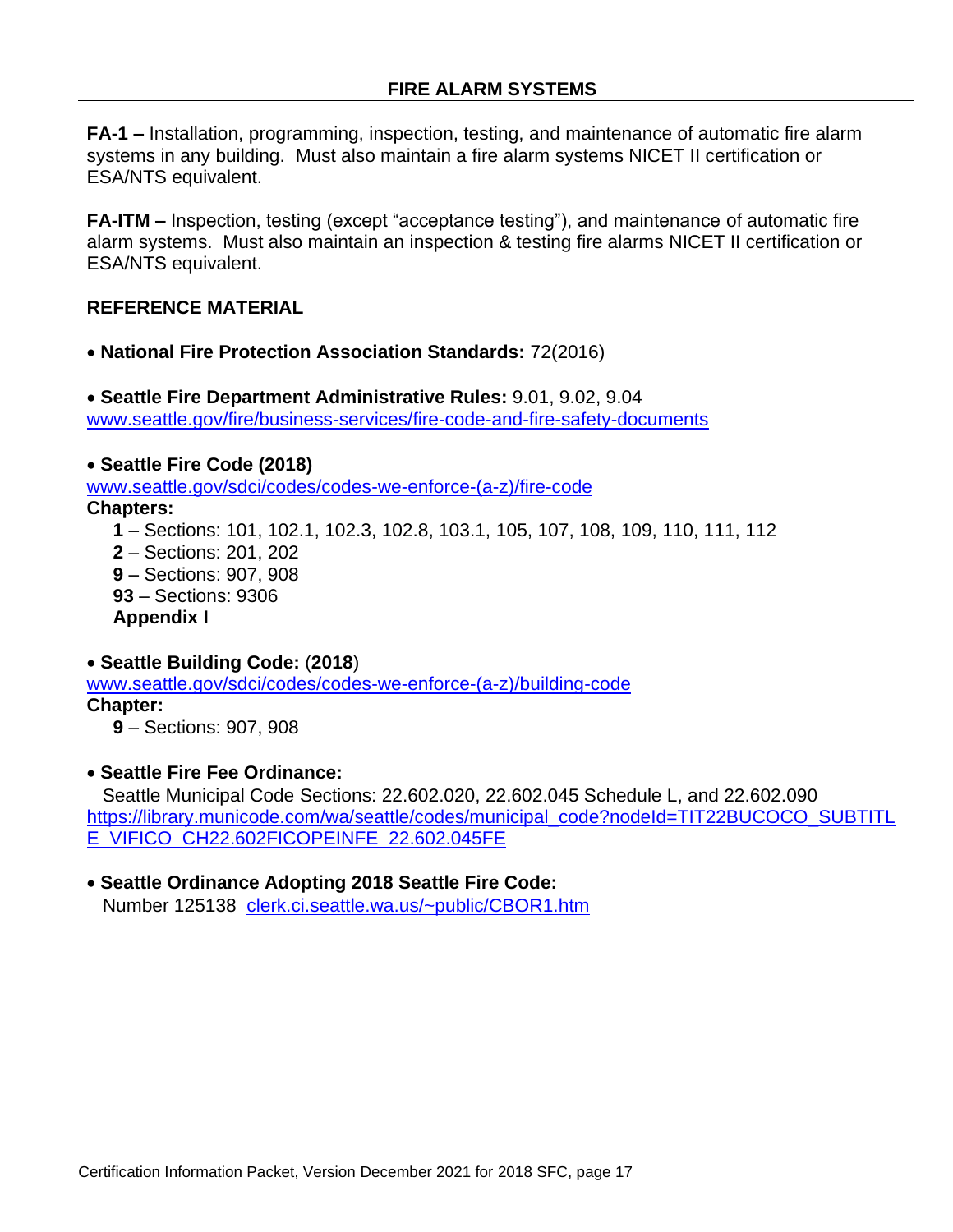## FIRE ALARM SYSTEMS

**FA-1 –** Installation, programming, inspection, testing, and maintenance of automatic fire alarm systems in any building. Must also maintain a fire alarm systems NICET II certification or ESA/NTS equivalent.

**FA-ITM –** Inspection, testing (except "acceptance testing"), and maintenance of automatic fire alarm systems. Must also maintain an inspection & testing fire alarms NICET II certification or ESA/NTS equivalent.

### REFERENCE MATERIAL

- **National Fire Protection Association Standards:** 72(2016)

- **Seattle Fire Department Administrative Rules:** 9.01, 9.02, 9.04
[www.seattle.gov/fire/business-services/fire-code-and-fire-safety-documents](www.seattle.gov/fire/business-services/fire-code-and-fire-safety-documents)

- **Seattle Fire Code (2018)**
[www.seattle.gov/sdci/codes/codes-we-enforce-(a-z)/fire-code](www.seattle.gov/sdci/codes/codes-we-enforce-(a-z)/fire-code)
**Chapters:**
  - **1** – Sections: 101, 102.1, 102.3, 102.8, 103.1, 105, 107, 108, 109, 110, 111, 112
  - **2** – Sections: 201, 202
  - **9** – Sections: 907, 908
  - **93** – Sections: 9306
  - **Appendix I**

- **Seattle Building Code:** (**2018**)
[www.seattle.gov/sdci/codes/codes-we-enforce-(a-z)/building-code](www.seattle.gov/sdci/codes/codes-we-enforce-(a-z)/building-code)
**Chapter:**
  - **9** – Sections: 907, 908

- **Seattle Fire Fee Ordinance:**
Seattle Municipal Code Sections: 22.602.020, 22.602.045 Schedule L, and 22.602.090
[https://library.municode.com/wa/seattle/codes/municipal_code?nodeId=TIT22BUCOCO_SUBTITLE_VIFICO_CH22.602FICOPEINFE_22.602.045FE](https://library.municode.com/wa/seattle/codes/municipal_code?nodeId=TIT22BUCOCO_SUBTITLE_VIFICO_CH22.602FICOPEINFE_22.602.045FE)

- **Seattle Ordinance Adopting 2018 Seattle Fire Code:**
Number 125138 [clerk.ci.seattle.wa.us/~public/CBOR1.htm](clerk.ci.seattle.wa.us/~public/CBOR1.htm)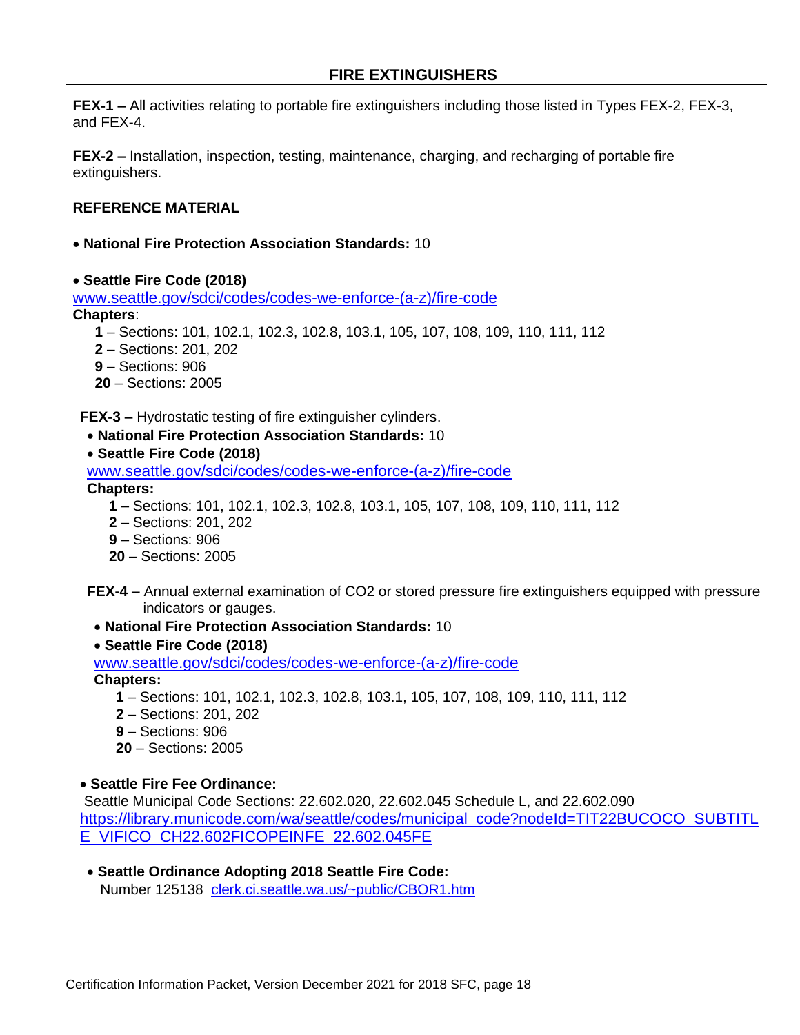## FIRE EXTINGUISHERS

**FEX-1 –** All activities relating to portable fire extinguishers including those listed in Types FEX-2, FEX-3, and FEX-4.

**FEX-2 –** Installation, inspection, testing, maintenance, charging, and recharging of portable fire extinguishers.

**REFERENCE MATERIAL**

- **National Fire Protection Association Standards:** 10

- **Seattle Fire Code (2018)**

[www.seattle.gov/sdci/codes/codes-we-enforce-(a-z)/fire-code](www.seattle.gov/sdci/codes/codes-we-enforce-(a-z)/fire-code)

**Chapters**:

  **1** – Sections: 101, 102.1, 102.3, 102.8, 103.1, 105, 107, 108, 109, 110, 111, 112
  **2** – Sections: 201, 202
  **9** – Sections: 906
  **20** – Sections: 2005

**FEX-3 –** Hydrostatic testing of fire extinguisher cylinders.

- **National Fire Protection Association Standards:** 10
- **Seattle Fire Code (2018)**

[www.seattle.gov/sdci/codes/codes-we-enforce-(a-z)/fire-code](www.seattle.gov/sdci/codes/codes-we-enforce-(a-z)/fire-code)

**Chapters:**

  **1** – Sections: 101, 102.1, 102.3, 102.8, 103.1, 105, 107, 108, 109, 110, 111, 112
  **2** – Sections: 201, 202
  **9** – Sections: 906
  **20** – Sections: 2005

**FEX-4 –** Annual external examination of $CO_2$ or stored pressure fire extinguishers equipped with pressure indicators or gauges.

- **National Fire Protection Association Standards:** 10
- **Seattle Fire Code (2018)**

[www.seattle.gov/sdci/codes/codes-we-enforce-(a-z)/fire-code](www.seattle.gov/sdci/codes/codes-we-enforce-(a-z)/fire-code)

**Chapters:**

  **1** – Sections: 101, 102.1, 102.3, 102.8, 103.1, 105, 107, 108, 109, 110, 111, 112
  **2** – Sections: 201, 202
  **9** – Sections: 906
  **20** – Sections: 2005

- **Seattle Fire Fee Ordinance:**

Seattle Municipal Code Sections: 22.602.020, 22.602.045 Schedule L, and 22.602.090
[https://library.municode.com/wa/seattle/codes/municipal_code?nodeId=TIT22BUCOCO_SUBTITLE_VIFICO_CH22.602FICOPEINFE_22.602.045FE](https://library.municode.com/wa/seattle/codes/municipal_code?nodeId=TIT22BUCOCO_SUBTITLE_VIFICO_CH22.602FICOPEINFE_22.602.045FE)

- **Seattle Ordinance Adopting 2018 Seattle Fire Code:**

Number 125138 [clerk.ci.seattle.wa.us/~public/CBOR1.htm](clerk.ci.seattle.wa.us/~public/CBOR1.htm)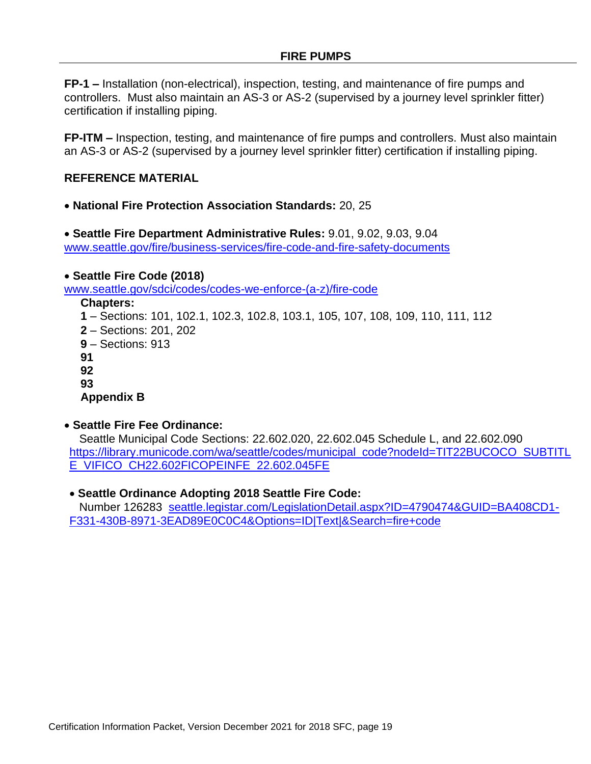## FIRE PUMPS

**FP-1 –** Installation (non-electrical), inspection, testing, and maintenance of fire pumps and controllers. Must also maintain an AS-3 or AS-2 (supervised by a journey level sprinkler fitter) certification if installing piping.

**FP-ITM –** Inspection, testing, and maintenance of fire pumps and controllers. Must also maintain an AS-3 or AS-2 (supervised by a journey level sprinkler fitter) certification if installing piping.

### REFERENCE MATERIAL

- **National Fire Protection Association Standards:** 20, 25

- **Seattle Fire Department Administrative Rules:** 9.01, 9.02, 9.03, 9.04
  www.seattle.gov/fire/business-services/fire-code-and-fire-safety-documents

- **Seattle Fire Code (2018)**
  www.seattle.gov/sdci/codes/codes-we-enforce-(a-z)/fire-code
  - **Chapters:**
  - **1** – Sections: 101, 102.1, 102.3, 102.8, 103.1, 105, 107, 108, 109, 110, 111, 112
  - **2** – Sections: 201, 202
  - **9** – Sections: 913
  - **91**
  - **92**
  - **93**
  - **Appendix B**

- **Seattle Fire Fee Ordinance:**
  Seattle Municipal Code Sections: 22.602.020, 22.602.045 Schedule L, and 22.602.090
  https://library.municode.com/wa/seattle/codes/municipal_code?nodeId=TIT22BUCOCO_SUBTITLE_VIFICO_CH22.602FICOPEINFE_22.602.045FE

- **Seattle Ordinance Adopting 2018 Seattle Fire Code:**
  Number 126283 seattle.legistar.com/LegislationDetail.aspx?ID=4790474&GUID=BA408CD1-F331-430B-8971-3EAD89E0C0C4&Options=ID|Text|&Search=fire+code

Certification Information Packet, Version December 2021 for 2018 SFC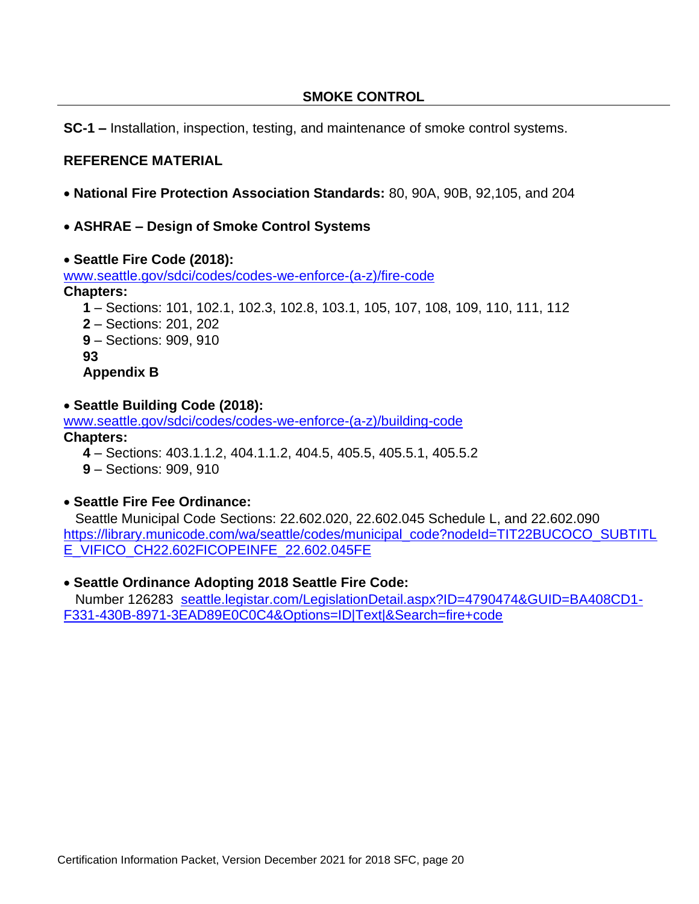## SMOKE CONTROL

**SC-1 –** Installation, inspection, testing, and maintenance of smoke control systems.

**REFERENCE MATERIAL**

- **National Fire Protection Association Standards:** 80, 90A, 90B, 92,105, and 204

- **ASHRAE – Design of Smoke Control Systems**

- **Seattle Fire Code (2018):**

[www.seattle.gov/sdci/codes/codes-we-enforce-(a-z)/fire-code](www.seattle.gov/sdci/codes/codes-we-enforce-(a-z)/fire-code)

**Chapters:**

  **1** – Sections: 101, 102.1, 102.3, 102.8, 103.1, 105, 107, 108, 109, 110, 111, 112
  **2** – Sections: 201, 202
  **9** – Sections: 909, 910
  **93**
  **Appendix B**

- **Seattle Building Code (2018):**

[www.seattle.gov/sdci/codes/codes-we-enforce-(a-z)/building-code](www.seattle.gov/sdci/codes/codes-we-enforce-(a-z)/building-code)

**Chapters:**

  **4** – Sections: 403.1.1.2, 404.1.1.2, 404.5, 405.5, 405.5.1, 405.5.2
  **9** – Sections: 909, 910

- **Seattle Fire Fee Ordinance:**

  Seattle Municipal Code Sections: 22.602.020, 22.602.045 Schedule L, and 22.602.090
[https://library.municode.com/wa/seattle/codes/municipal_code?nodeId=TIT22BUCOCO_SUBTITLE_VIFICO_CH22.602FICOPEINFE_22.602.045FE](https://library.municode.com/wa/seattle/codes/municipal_code?nodeId=TIT22BUCOCO_SUBTITLE_VIFICO_CH22.602FICOPEINFE_22.602.045FE)

- **Seattle Ordinance Adopting 2018 Seattle Fire Code:**

  Number 126283 [seattle.legistar.com/LegislationDetail.aspx?ID=4790474&GUID=BA408CD1-F331-430B-8971-3EAD89E0C0C4&Options=ID|Text|&Search=fire+code](seattle.legistar.com/LegislationDetail.aspx?ID=4790474&GUID=BA408CD1-F331-430B-8971-3EAD89E0C0C4&Options=ID|Text|&Search=fire+code)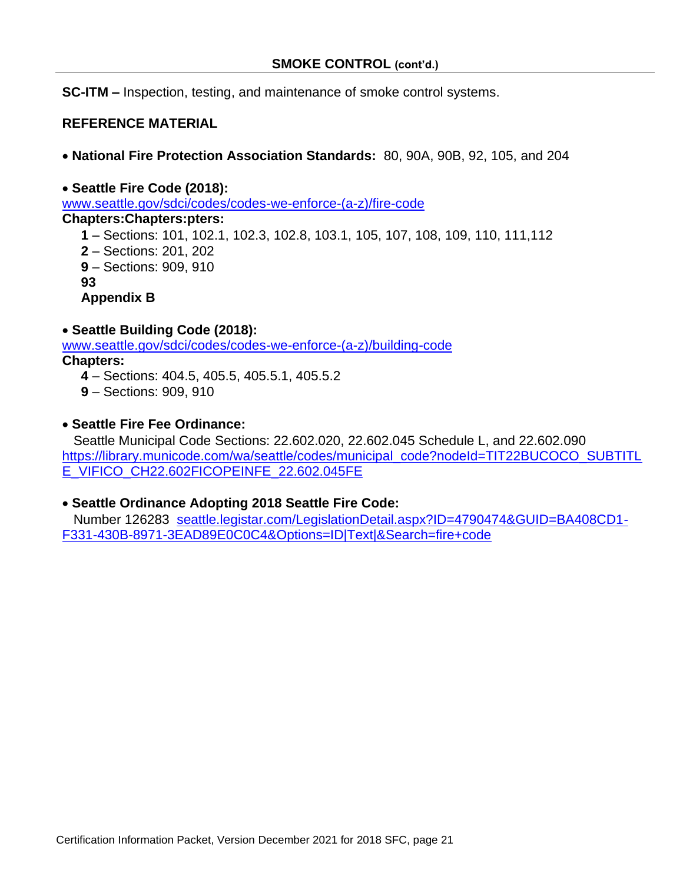## SMOKE CONTROL (cont'd.)

**SC-ITM –** Inspection, testing, and maintenance of smoke control systems.

**REFERENCE MATERIAL**

- **National Fire Protection Association Standards:** 80, 90A, 90B, 92, 105, and 204

- **Seattle Fire Code (2018):**

[www.seattle.gov/sdci/codes/codes-we-enforce-(a-z)/fire-code](www.seattle.gov/sdci/codes/codes-we-enforce-(a-z)/fire-code)

**Chapters:Chapters:pters:**

  **1** – Sections: 101, 102.1, 102.3, 102.8, 103.1, 105, 107, 108, 109, 110, 111,112
  **2** – Sections: 201, 202
  **9** – Sections: 909, 910
  **93**
  **Appendix B**

- **Seattle Building Code (2018):**

[www.seattle.gov/sdci/codes/codes-we-enforce-(a-z)/building-code](www.seattle.gov/sdci/codes/codes-we-enforce-(a-z)/building-code)

**Chapters:**

  **4** – Sections: 404.5, 405.5, 405.5.1, 405.5.2
  **9** – Sections: 909, 910

- **Seattle Fire Fee Ordinance:**

  Seattle Municipal Code Sections: 22.602.020, 22.602.045 Schedule L, and 22.602.090
[https://library.municode.com/wa/seattle/codes/municipal_code?nodeId=TIT22BUCOCO_SUBTITLE_VIFICO_CH22.602FICOPEINFE_22.602.045FE](https://library.municode.com/wa/seattle/codes/municipal_code?nodeId=TIT22BUCOCO_SUBTITLE_VIFICO_CH22.602FICOPEINFE_22.602.045FE)

- **Seattle Ordinance Adopting 2018 Seattle Fire Code:**

  Number 126283 [seattle.legistar.com/LegislationDetail.aspx?ID=4790474&GUID=BA408CD1-F331-430B-8971-3EAD89E0C0C4&Options=ID|Text|&Search=fire+code](seattle.legistar.com/LegislationDetail.aspx?ID=4790474&GUID=BA408CD1-F331-430B-8971-3EAD89E0C0C4&Options=ID|Text|&Search=fire+code)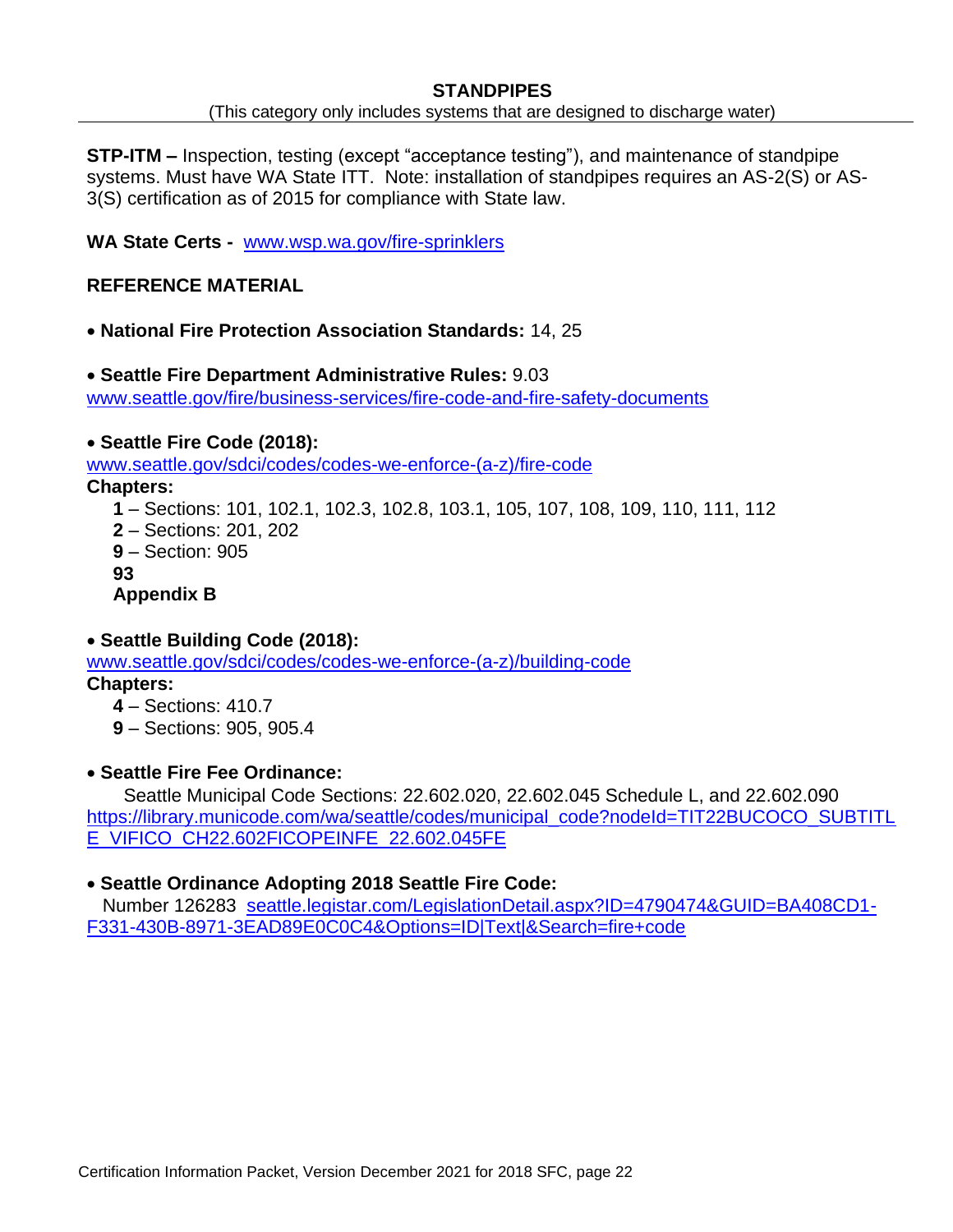## STANDPIPES

(This category only includes systems that are designed to discharge water)

**STP-ITM –** Inspection, testing (except "acceptance testing"), and maintenance of standpipe systems. Must have WA State ITT. Note: installation of standpipes requires an AS-2(S) or AS-3(S) certification as of 2015 for compliance with State law.

**WA State Certs -** www.wsp.wa.gov/fire-sprinklers

**REFERENCE MATERIAL**

- **National Fire Protection Association Standards:** 14, 25

- **Seattle Fire Department Administrative Rules:** 9.03
www.seattle.gov/fire/business-services/fire-code-and-fire-safety-documents

- **Seattle Fire Code (2018):**
www.seattle.gov/sdci/codes/codes-we-enforce-(a-z)/fire-code
**Chapters:**
  - **1** – Sections: 101, 102.1, 102.3, 102.8, 103.1, 105, 107, 108, 109, 110, 111, 112
  - **2** – Sections: 201, 202
  - **9** – Section: 905
  - **93**
  - **Appendix B**

- **Seattle Building Code (2018):**
www.seattle.gov/sdci/codes/codes-we-enforce-(a-z)/building-code
**Chapters:**
  - **4** – Sections: 410.7
  - **9** – Sections: 905, 905.4

- **Seattle Fire Fee Ordinance:**
Seattle Municipal Code Sections: 22.602.020, 22.602.045 Schedule L, and 22.602.090
https://library.municode.com/wa/seattle/codes/municipal_code?nodeId=TIT22BUCOCO_SUBTITLE_VIFICO_CH22.602FICOPEINFE_22.602.045FE

- **Seattle Ordinance Adopting 2018 Seattle Fire Code:**
Number 126283 seattle.legistar.com/LegislationDetail.aspx?ID=4790474&GUID=BA408CD1-F331-430B-8971-3EAD89E0C0C4&Options=ID|Text|&Search=fire+code